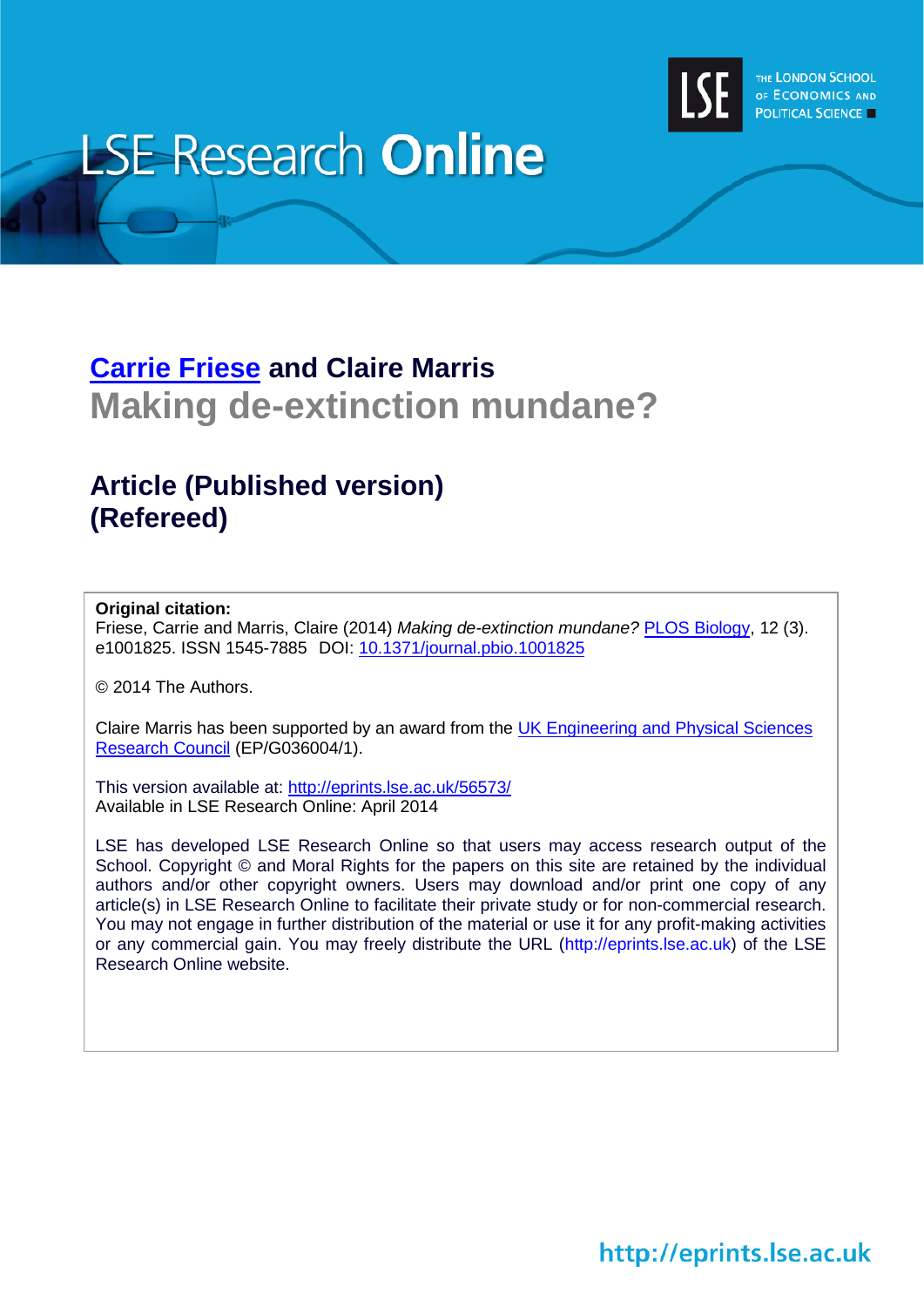LSE Research **Online**

THE LONDON SCHOOL OF ECONOMICS AND POLITICAL SCIENCE

## Carrie Friese and Claire Marris

# Making de-extinction mundane?

## Article (Published version) (Refereed)

**Original citation:**
Friese, Carrie and Marris, Claire (2014) *Making de-extinction mundane?* PLOS Biology, 12 (3). e1001825. ISSN 1545-7885 DOI: 10.1371/journal.pbio.1001825

© 2014 The Authors.

Claire Marris has been supported by an award from the UK Engineering and Physical Sciences Research Council (EP/G036004/1).

This version available at: http://eprints.lse.ac.uk/56573/
Available in LSE Research Online: April 2014

LSE has developed LSE Research Online so that users may access research output of the School. Copyright © and Moral Rights for the papers on this site are retained by the individual authors and/or other copyright owners. Users may download and/or print one copy of any article(s) in LSE Research Online to facilitate their private study or for non-commercial research. You may not engage in further distribution of the material or use it for any profit-making activities or any commercial gain. You may freely distribute the URL (http://eprints.lse.ac.uk) of the LSE Research Online website.

http://eprints.lse.ac.uk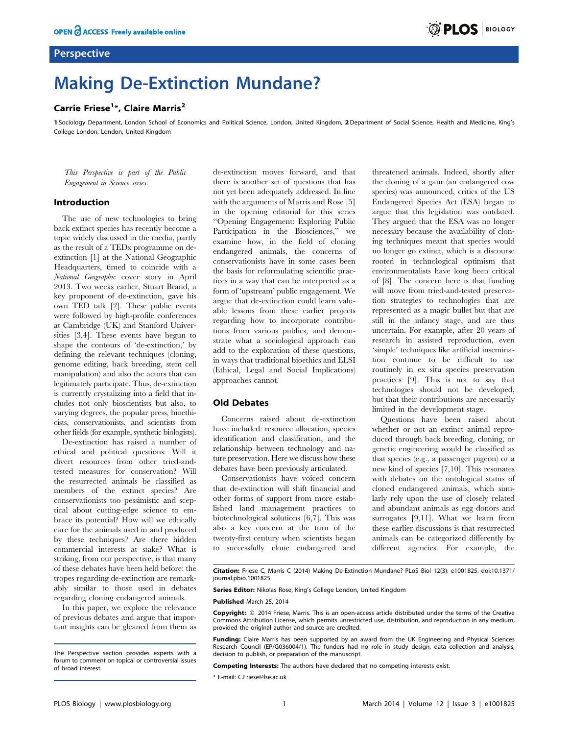# Making De-Extinction Mundane?

## Carrie Friese[1]*, Claire Marris[2]

1 Sociology Department, London School of Economics and Political Science, London, United Kingdom, 2 Department of Social Science, Health and Medicine, King's College London, London, United Kingdom

*This Perspective is part of the Public Engagement in Science series.*

## Introduction

The use of new technologies to bring back extinct species has recently become a topic widely discussed in the media, partly as the result of a TEDx programme on de-extinction [1] at the National Geographic Headquarters, timed to coincide with a *National Geographic* cover story in April 2013. Two weeks earlier, Stuart Brand, a key proponent of de-extinction, gave his own TED talk [2]. These public events were followed by high-profile conferences at Cambridge (UK) and Stanford Universities [3,4]. These events have begun to shape the contours of 'de-extinction,' by defining the relevant techniques (cloning, genome editing, back breeding, stem cell manipulation) and also the actors that can legitimately participate. Thus, de-extinction is currently crystalizing into a field that includes not only bioscientists but also, to varying degrees, the popular press, bioethicists, conservationists, and scientists from other fields (for example, synthetic biologists).

De-extinction has raised a number of ethical and political questions: Will it divert resources from other tried-and-tested measures for conservation? Will the resurrected animals be classified as members of the extinct species? Are conservationists too pessimistic and sceptical about cutting-edge science to embrace its potential? How will we ethically care for the animals used in and produced by these techniques? Are there hidden commercial interests at stake? What is striking, from our perspective, is that many of these debates have been held before: the tropes regarding de-extinction are remarkably similar to those used in debates regarding cloning endangered animals.

In this paper, we explore the relevance of previous debates and argue that important insights can be gleaned from them as de-extinction moves forward, and that there is another set of questions that has not yet been adequately addressed. In line with the arguments of Marris and Rose [5] in the opening editorial for this series "Opening Engagement: Exploring Public Participation in the Biosciences," we examine how, in the field of cloning endangered animals, the concerns of conservationists have in some cases been the basis for reformulating scientific practices in a way that can be interpreted as a form of 'upstream' public engagement. We argue that de-extinction could learn valuable lessons from these earlier projects regarding how to incorporate contributions from various publics; and demonstrate what a sociological approach can add to the exploration of these questions, in ways that traditional bioethics and ELSI (Ethical, Legal and Social Implications) approaches cannot.

## Old Debates

Concerns raised about de-extinction have included: resource allocation, species identification and classification, and the relationship between technology and nature preservation. Here we discuss how these debates have been previously articulated.

Conservationists have voiced concern that de-extinction will shift financial and other forms of support from more established land management practices to biotechnological solutions [6,7]. This was also a key concern at the turn of the twenty-first century when scientists began to successfully clone endangered and threatened animals. Indeed, shortly after the cloning of a gaur (an endangered cow species) was announced, critics of the US Endangered Species Act (ESA) began to argue that this legislation was outdated. They argued that the ESA was no longer necessary because the availability of cloning techniques meant that species would no longer go extinct, which is a discourse rooted in technological optimism that environmentalists have long been critical of [8]. The concern here is that funding will move from tried-and-tested preservation strategies to technologies that are represented as a magic bullet but that are still in the infancy stage, and are thus uncertain. For example, after 20 years of research in assisted reproduction, even 'simple' techniques like artificial insemination continue to be difficult to use routinely in ex situ species preservation practices [9]. This is not to say that technologies should not be developed, but that their contributions are necessarily limited in the development stage.

Questions have been raised about whether or not an extinct animal reproduced through back breeding, cloning, or genetic engineering would be classified as that species (e.g., a passenger pigeon) or a new kind of species [7,10]. This resonates with debates on the ontological status of cloned endangered animals, which similarly rely upon the use of closely related and abundant animals as egg donors and surrogates [9,11]. What we learn from these earlier discussions is that resurrected animals can be categorized differently by different agencies. For example, the

---

The Perspective section provides experts with a forum to comment on topical or controversial issues of broad interest.

**Citation:** Friese C, Marris C (2014) Making De-Extinction Mundane? PLoS Biol 12(3): e1001825. doi:10.1371/journal.pbio.1001825

**Series Editor:** Nikolas Rose, King's College London, United Kingdom

**Published** March 25, 2014

**Copyright:** © 2014 Friese, Marris. This is an open-access article distributed under the terms of the Creative Commons Attribution License, which permits unrestricted use, distribution, and reproduction in any medium, provided the original author and source are credited.

**Funding:** Claire Marris has been supported by an award from the UK Engineering and Physical Sciences Research Council (EP/G036004/1). The funders had no role in study design, data collection and analysis, decision to publish, or preparation of the manuscript.

**Competing Interests:** The authors have declared that no competing interests exist.

\* E-mail: C.Friese@lse.ac.uk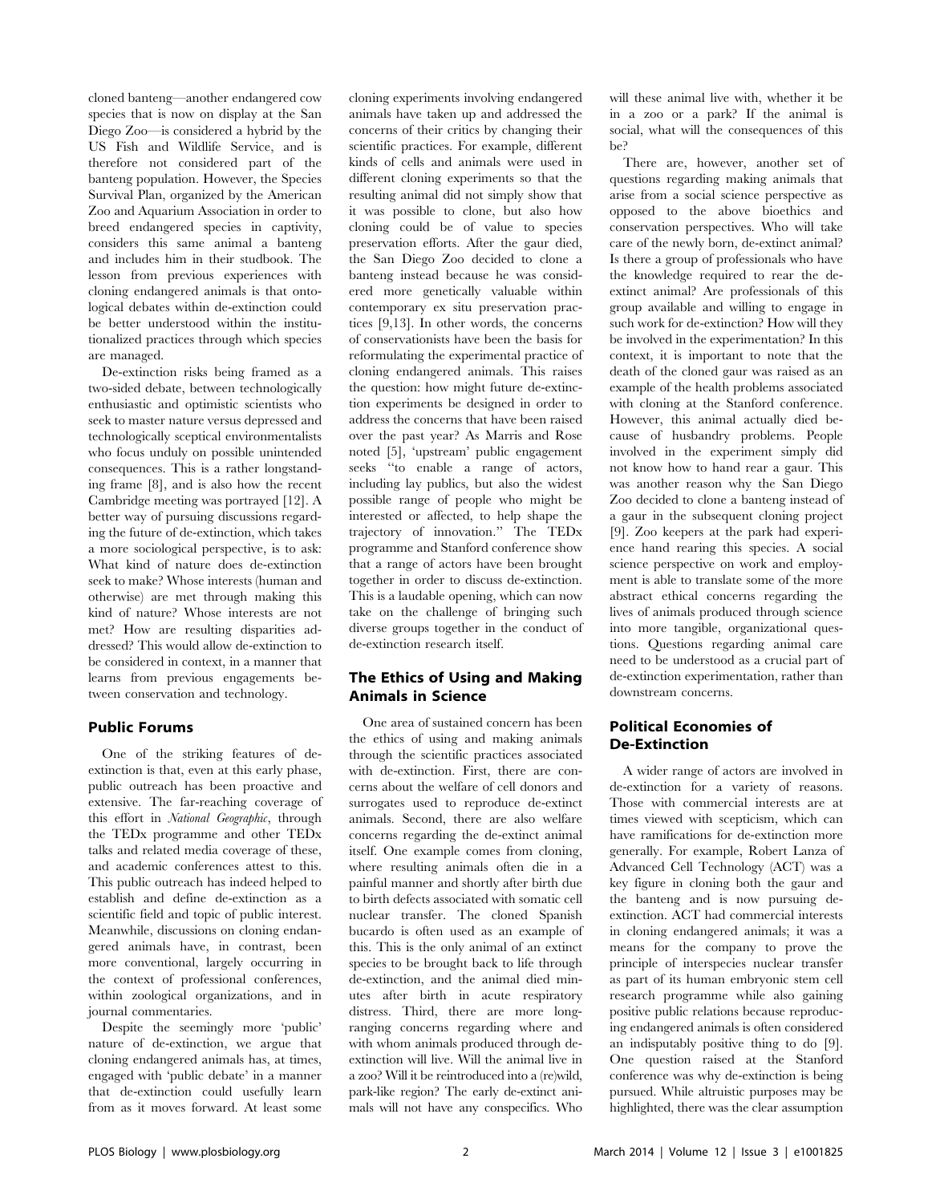cloned banteng—another endangered cow species that is now on display at the San Diego Zoo—is considered a hybrid by the US Fish and Wildlife Service, and is therefore not considered part of the banteng population. However, the Species Survival Plan, organized by the American Zoo and Aquarium Association in order to breed endangered species in captivity, considers this same animal a banteng and includes him in their studbook. The lesson from previous experiences with cloning endangered animals is that ontological debates within de-extinction could be better understood within the institutionalized practices through which species are managed.

De-extinction risks being framed as a two-sided debate, between technologically enthusiastic and optimistic scientists who seek to master nature versus depressed and technologically sceptical environmentalists who focus unduly on possible unintended consequences. This is a rather longstanding frame [8], and is also how the recent Cambridge meeting was portrayed [12]. A better way of pursuing discussions regarding the future of de-extinction, which takes a more sociological perspective, is to ask: What kind of nature does de-extinction seek to make? Whose interests (human and otherwise) are met through making this kind of nature? Whose interests are not met? How are resulting disparities addressed? This would allow de-extinction to be considered in context, in a manner that learns from previous engagements between conservation and technology.

## Public Forums

One of the striking features of de-extinction is that, even at this early phase, public outreach has been proactive and extensive. The far-reaching coverage of this effort in *National Geographic*, through the TEDx programme and other TEDx talks and related media coverage of these, and academic conferences attest to this. This public outreach has indeed helped to establish and define de-extinction as a scientific field and topic of public interest. Meanwhile, discussions on cloning endangered animals have, in contrast, been more conventional, largely occurring in the context of professional conferences, within zoological organizations, and in journal commentaries.

Despite the seemingly more 'public' nature of de-extinction, we argue that cloning endangered animals has, at times, engaged with 'public debate' in a manner that de-extinction could usefully learn from as it moves forward. At least some cloning experiments involving endangered animals have taken up and addressed the concerns of their critics by changing their scientific practices. For example, different kinds of cells and animals were used in different cloning experiments so that the resulting animal did not simply show that it was possible to clone, but also how cloning could be of value to species preservation efforts. After the gaur died, the San Diego Zoo decided to clone a banteng instead because he was considered more genetically valuable within contemporary ex situ preservation practices [9,13]. In other words, the concerns of conservationists have been the basis for reformulating the experimental practice of cloning endangered animals. This raises the question: how might future de-extinction experiments be designed in order to address the concerns that have been raised over the past year? As Marris and Rose noted [5], 'upstream' public engagement seeks "to enable a range of actors, including lay publics, but also the widest possible range of people who might be interested or affected, to help shape the trajectory of innovation." The TEDx programme and Stanford conference show that a range of actors have been brought together in order to discuss de-extinction. This is a laudable opening, which can now take on the challenge of bringing such diverse groups together in the conduct of de-extinction research itself.

## The Ethics of Using and Making Animals in Science

One area of sustained concern has been the ethics of using and making animals through the scientific practices associated with de-extinction. First, there are concerns about the welfare of cell donors and surrogates used to reproduce de-extinct animals. Second, there are also welfare concerns regarding the de-extinct animal itself. One example comes from cloning, where resulting animals often die in a painful manner and shortly after birth due to birth defects associated with somatic cell nuclear transfer. The cloned Spanish bucardo is often used as an example of this. This is the only animal of an extinct species to be brought back to life through de-extinction, and the animal died minutes after birth in acute respiratory distress. Third, there are more long-ranging concerns regarding where and with whom animals produced through de-extinction will live. Will the animal live in a zoo? Will it be reintroduced into a (re)wild, park-like region? The early de-extinct animals will not have any conspecifics. Who will these animal live with, whether it be in a zoo or a park? If the animal is social, what will the consequences of this be?

There are, however, another set of questions regarding making animals that arise from a social science perspective as opposed to the above bioethics and conservation perspectives. Who will take care of the newly born, de-extinct animal? Is there a group of professionals who have the knowledge required to rear the de-extinct animal? Are professionals of this group available and willing to engage in such work for de-extinction? How will they be involved in the experimentation? In this context, it is important to note that the death of the cloned gaur was raised as an example of the health problems associated with cloning at the Stanford conference. However, this animal actually died because of husbandry problems. People involved in the experiment simply did not know how to hand rear a gaur. This was another reason why the San Diego Zoo decided to clone a banteng instead of a gaur in the subsequent cloning project [9]. Zoo keepers at the park had experience hand rearing this species. A social science perspective on work and employment is able to translate some of the more abstract ethical concerns regarding the lives of animals produced through science into more tangible, organizational questions. Questions regarding animal care need to be understood as a crucial part of de-extinction experimentation, rather than downstream concerns.

## Political Economies of De-Extinction

A wider range of actors are involved in de-extinction for a variety of reasons. Those with commercial interests are at times viewed with scepticism, which can have ramifications for de-extinction more generally. For example, Robert Lanza of Advanced Cell Technology (ACT) was a key figure in cloning both the gaur and the banteng and is now pursuing de-extinction. ACT had commercial interests in cloning endangered animals; it was a means for the company to prove the principle of interspecies nuclear transfer as part of its human embryonic stem cell research programme while also gaining positive public relations because reproducing endangered animals is often considered an indisputably positive thing to do [9]. One question raised at the Stanford conference was why de-extinction is being pursued. While altruistic purposes may be highlighted, there was the clear assumption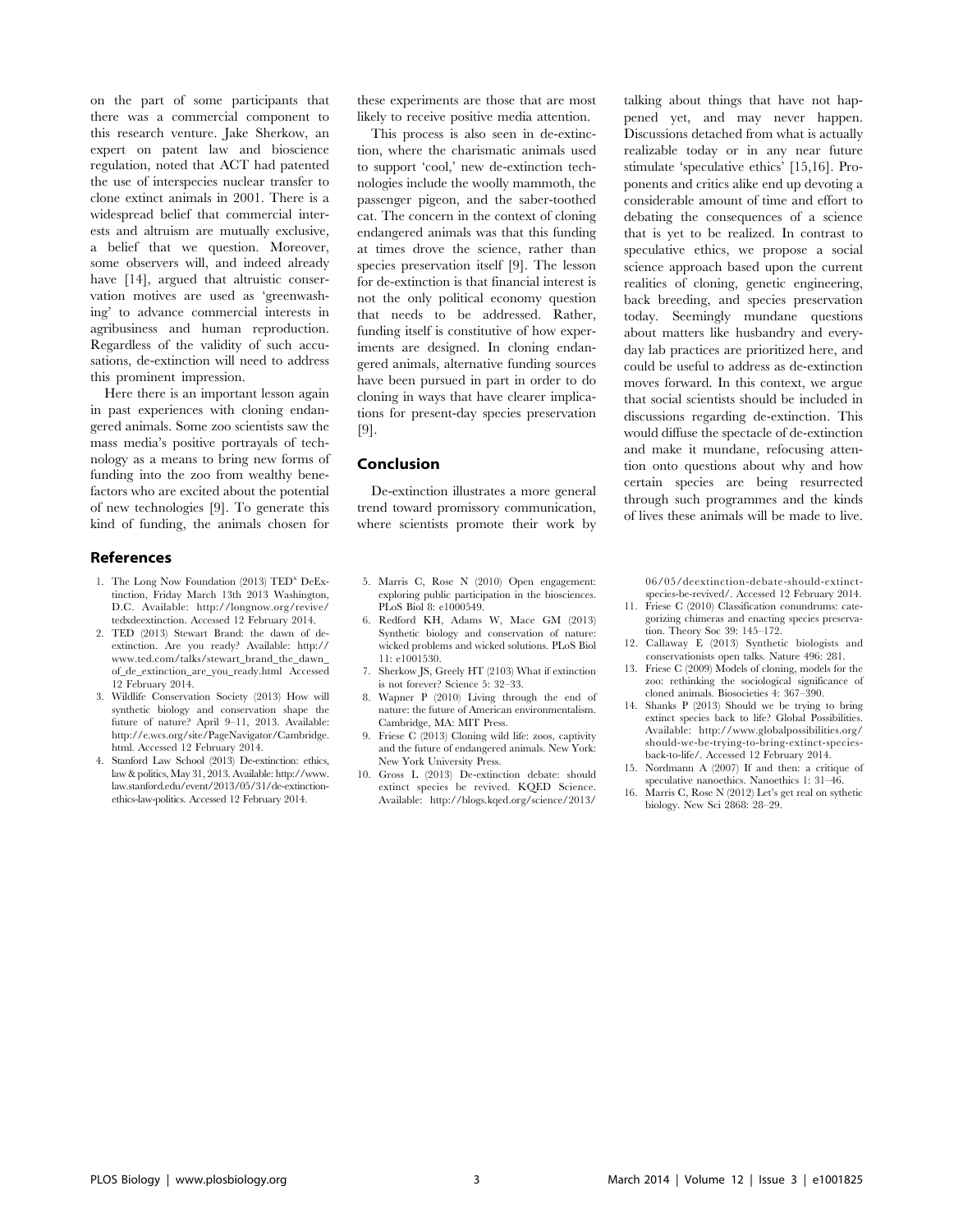on the part of some participants that there was a commercial component to this research venture. Jake Sherkow, an expert on patent law and bioscience regulation, noted that ACT had patented the use of interspecies nuclear transfer to clone extinct animals in 2001. There is a widespread belief that commercial interests and altruism are mutually exclusive, a belief that we question. Moreover, some observers will, and indeed already have [14], argued that altruistic conservation motives are used as 'greenwashing' to advance commercial interests in agribusiness and human reproduction. Regardless of the validity of such accusations, de-extinction will need to address this prominent impression.

Here there is an important lesson again in past experiences with cloning endangered animals. Some zoo scientists saw the mass media's positive portrayals of technology as a means to bring new forms of funding into the zoo from wealthy benefactors who are excited about the potential of new technologies [9]. To generate this kind of funding, the animals chosen for these experiments are those that are most likely to receive positive media attention.

This process is also seen in de-extinction, where the charismatic animals used to support 'cool,' new de-extinction technologies include the woolly mammoth, the passenger pigeon, and the saber-toothed cat. The concern in the context of cloning endangered animals was that this funding at times drove the science, rather than species preservation itself [9]. The lesson for de-extinction is that financial interest is not the only political economy question that needs to be addressed. Rather, funding itself is constitutive of how experiments are designed. In cloning endangered animals, alternative funding sources have been pursued in part in order to do cloning in ways that have clearer implications for present-day species preservation [9].

## Conclusion

De-extinction illustrates a more general trend toward promissory communication, where scientists promote their work by talking about things that have not happened yet, and may never happen. Discussions detached from what is actually realizable today or in any near future stimulate 'speculative ethics' [15,16]. Proponents and critics alike end up devoting a considerable amount of time and effort to debating the consequences of a science that is yet to be realized. In contrast to speculative ethics, we propose a social science approach based upon the current realities of cloning, genetic engineering, back breeding, and species preservation today. Seemingly mundane questions about matters like husbandry and everyday lab practices are prioritized here, and could be useful to address as de-extinction moves forward. In this context, we argue that social scientists should be included in discussions regarding de-extinction. This would diffuse the spectacle of de-extinction and make it mundane, refocusing attention onto questions about why and how certain species are being resurrected through such programmes and the kinds of lives these animals will be made to live.

## References

1. The Long Now Foundation (2013) TED[x] DeExtinction, Friday March 13th 2013 Washington, D.C. Available: http://longnow.org/revive/tedxdeextinction. Accessed 12 February 2014.
2. TED (2013) Stewart Brand: the dawn of de-extinction. Are you ready? Available: http://www.ted.com/talks/stewart_brand_the_dawn_of_de_extinction_are_you_ready.html Accessed 12 February 2014.
3. Wildlife Conservation Society (2013) How will synthetic biology and conservation shape the future of nature? April 9–11, 2013. Available: http://e.wcs.org/site/PageNavigator/Cambridge.html. Accessed 12 February 2014.
4. Stanford Law School (2013) De-extinction: ethics, law & politics, May 31, 2013. Available: http://www.law.stanford.edu/event/2013/05/31/de-extinction-ethics-law-politics. Accessed 12 February 2014.
5. Marris C, Rose N (2010) Open engagement: exploring public participation in the biosciences. PLoS Biol 8: e1000549.
6. Redford KH, Adams W, Mace GM (2013) Synthetic biology and conservation of nature: wicked problems and wicked solutions. PLoS Biol 11: e1001530.
7. Sherkow JS, Greely HT (2103) What if extinction is not forever? Science 5: 32–33.
8. Wapner P (2010) Living through the end of nature: the future of American environmentalism. Cambridge, MA: MIT Press.
9. Friese C (2013) Cloning wild life: zoos, captivity and the future of endangered animals. New York: New York University Press.
10. Gross L (2013) De-extinction debate: should extinct species be revived. KQED Science. Available: http://blogs.kqed.org/science/2013/06/05/deextinction-debate-should-extinct-species-be-revived/. Accessed 12 February 2014.
11. Friese C (2010) Classification conundrums: categorizing chimeras and enacting species preservation. Theory Soc 39: 145–172.
12. Callaway E (2013) Synthetic biologists and conservationists open talks. Nature 496: 281.
13. Friese C (2009) Models of cloning, models for the zoo: rethinking the sociological significance of cloned animals. Biosocieties 4: 367–390.
14. Shanks P (2013) Should we be trying to bring extinct species back to life? Global Possibilities. Available: http://www.globalpossibilities.org/should-we-be-trying-to-bring-extinct-species-back-to-life/. Accessed 12 February 2014.
15. Nordmann A (2007) If and then: a critique of speculative nanoethics. Nanoethics 1: 31–46.
16. Marris C, Rose N (2012) Let's get real on sythetic biology. New Sci 2868: 28–29.